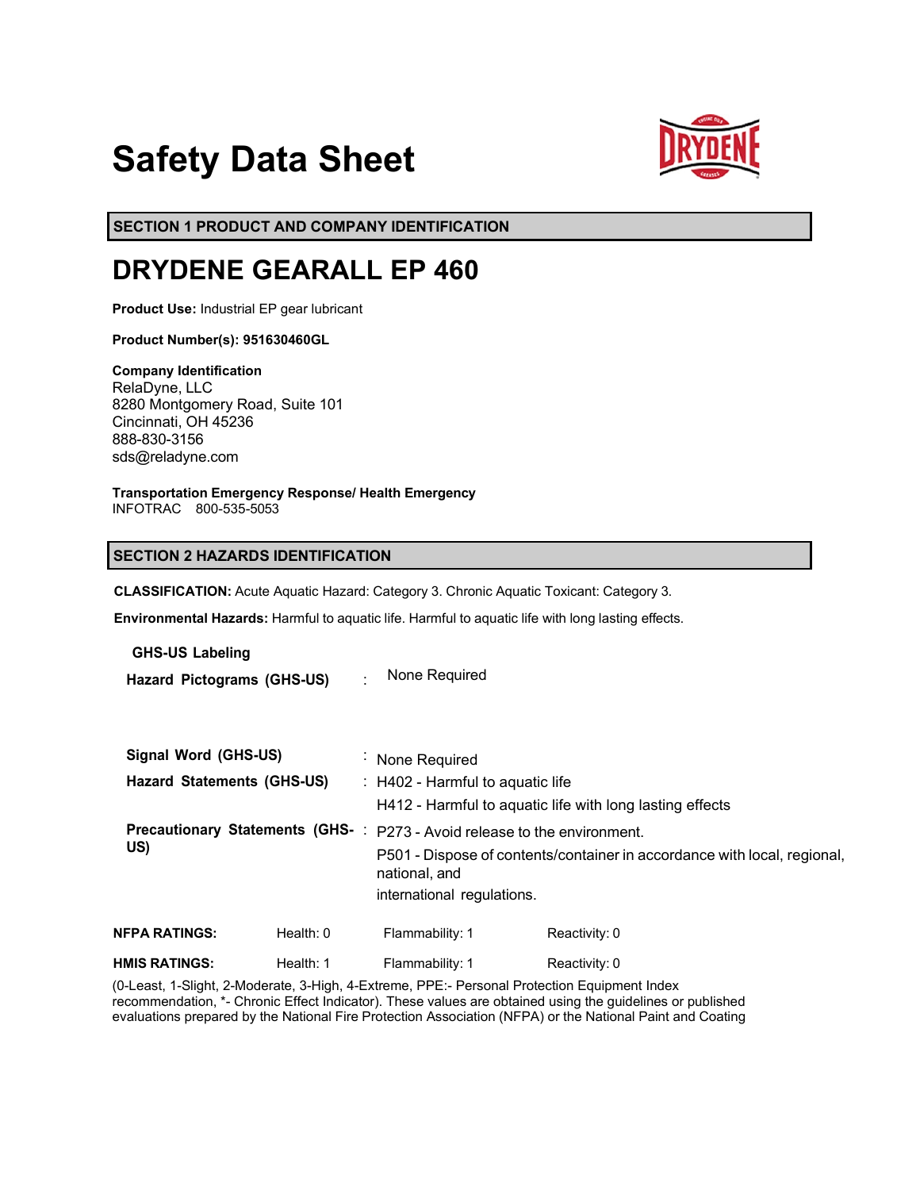# Safety Data Sheet

## SECTION 1 PRODUCT AND COMPANY IDENTIFICATION

# DRYDENE GEARALL EP 460

**Product Use:** Industrial EP gear lubricant

**Product Number(s): 951630460GL**

**Company Identification**
RelaDyne, LLC
8280 Montgomery Road, Suite 101
Cincinnati, OH 45236
888-830-3156
sds@reladyne.com

**Transportation Emergency Response/ Health Emergency**
INFOTRAC 800-535-5053

## SECTION 2 HAZARDS IDENTIFICATION

**CLASSIFICATION:** Acute Aquatic Hazard: Category 3. Chronic Aquatic Toxicant: Category 3.

**Environmental Hazards:** Harmful to aquatic life. Harmful to aquatic life with long lasting effects.

**GHS-US Labeling**

**Hazard Pictograms (GHS-US)** : None Required

**Signal Word (GHS-US)** : None Required

**Hazard Statements (GHS-US)** : H402 - Harmful to aquatic life
H412 - Harmful to aquatic life with long lasting effects

**Precautionary Statements (GHS-US)** : P273 - Avoid release to the environment.
P501 - Dispose of contents/container in accordance with local, regional, national, and
international regulations.

| | | | |
|---|---|---|---|
| **NFPA RATINGS:** | Health: 0 | Flammability: 1 | Reactivity: 0 |
| **HMIS RATINGS:** | Health: 1 | Flammability: 1 | Reactivity: 0 |

(0-Least, 1-Slight, 2-Moderate, 3-High, 4-Extreme, PPE:- Personal Protection Equipment Index recommendation, *- Chronic Effect Indicator). These values are obtained using the guidelines or published evaluations prepared by the National Fire Protection Association (NFPA) or the National Paint and Coating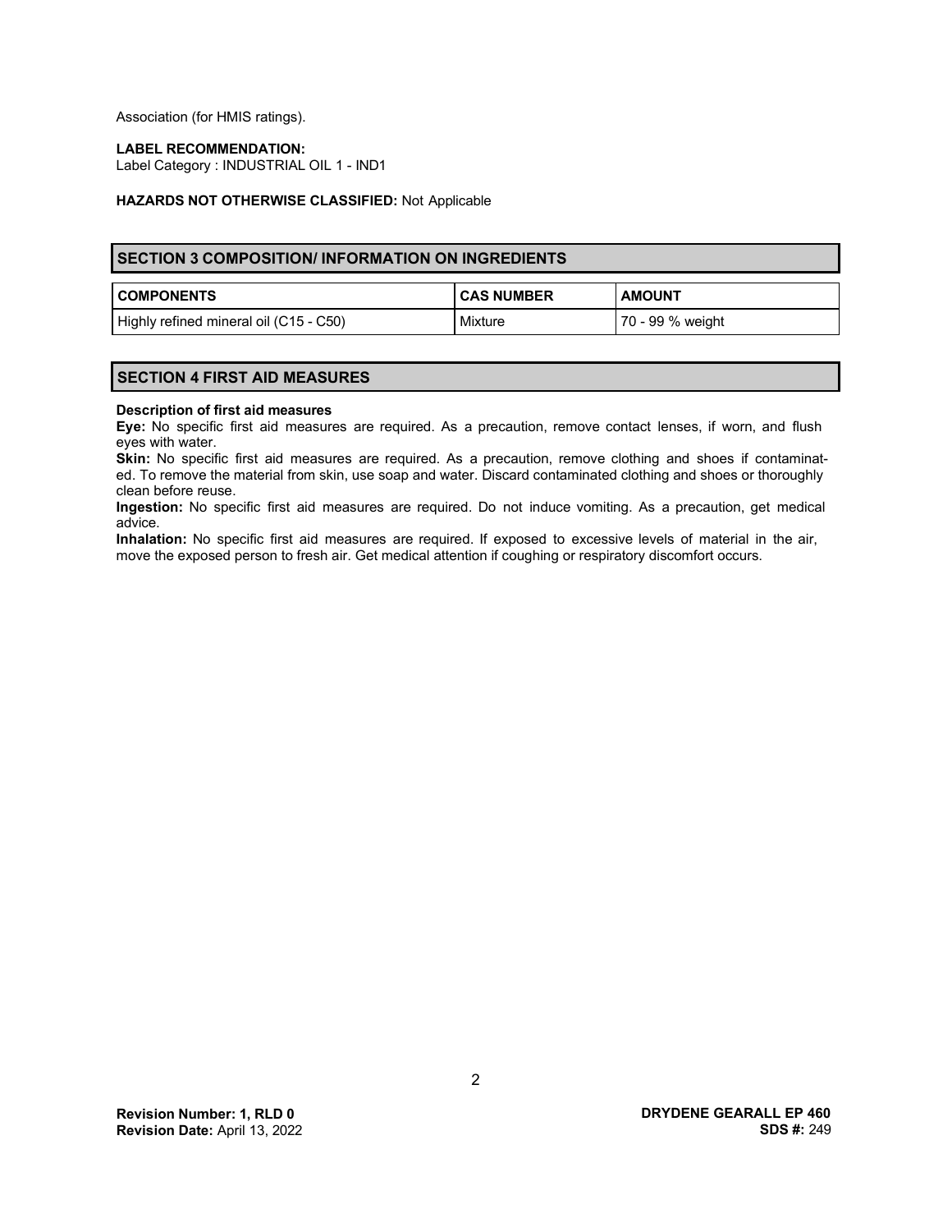Association (for HMIS ratings).

**LABEL RECOMMENDATION:**
Label Category : INDUSTRIAL OIL 1 - IND1

**HAZARDS NOT OTHERWISE CLASSIFIED:** Not Applicable

## SECTION 3 COMPOSITION/ INFORMATION ON INGREDIENTS

| COMPONENTS | CAS NUMBER | AMOUNT |
|---|---|---|
| Highly refined mineral oil (C15 - C50) | Mixture | 70 - 99 % weight |

## SECTION 4 FIRST AID MEASURES

**Description of first aid measures**

**Eye:** No specific first aid measures are required. As a precaution, remove contact lenses, if worn, and flush eyes with water.

**Skin:** No specific first aid measures are required. As a precaution, remove clothing and shoes if contaminated. To remove the material from skin, use soap and water. Discard contaminated clothing and shoes or thoroughly clean before reuse.

**Ingestion:** No specific first aid measures are required. Do not induce vomiting. As a precaution, get medical advice.

**Inhalation:** No specific first aid measures are required. If exposed to excessive levels of material in the air, move the exposed person to fresh air. Get medical attention if coughing or respiratory discomfort occurs.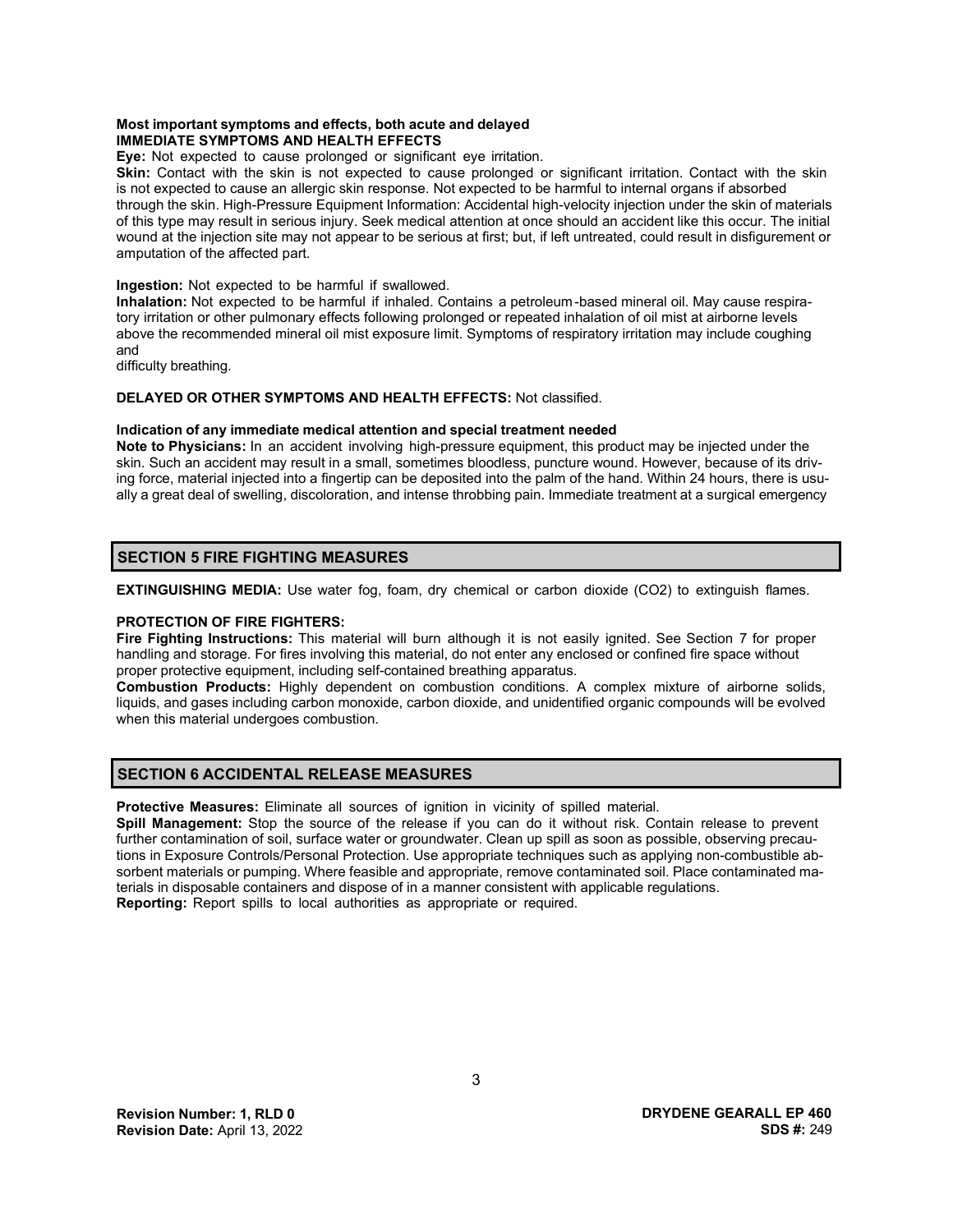**Most important symptoms and effects, both acute and delayed**
**IMMEDIATE SYMPTOMS AND HEALTH EFFECTS**

**Eye:** Not expected to cause prolonged or significant eye irritation.

**Skin:** Contact with the skin is not expected to cause prolonged or significant irritation. Contact with the skin is not expected to cause an allergic skin response. Not expected to be harmful to internal organs if absorbed through the skin. High-Pressure Equipment Information: Accidental high-velocity injection under the skin of materials of this type may result in serious injury. Seek medical attention at once should an accident like this occur. The initial wound at the injection site may not appear to be serious at first; but, if left untreated, could result in disfigurement or amputation of the affected part.

**Ingestion:** Not expected to be harmful if swallowed.

**Inhalation:** Not expected to be harmful if inhaled. Contains a petroleum-based mineral oil. May cause respiratory irritation or other pulmonary effects following prolonged or repeated inhalation of oil mist at airborne levels above the recommended mineral oil mist exposure limit. Symptoms of respiratory irritation may include coughing and difficulty breathing.

**DELAYED OR OTHER SYMPTOMS AND HEALTH EFFECTS:** Not classified.

**Indication of any immediate medical attention and special treatment needed**

**Note to Physicians:** In an accident involving high-pressure equipment, this product may be injected under the skin. Such an accident may result in a small, sometimes bloodless, puncture wound. However, because of its driving force, material injected into a fingertip can be deposited into the palm of the hand. Within 24 hours, there is usually a great deal of swelling, discoloration, and intense throbbing pain. Immediate treatment at a surgical emergency

## SECTION 5 FIRE FIGHTING MEASURES

**EXTINGUISHING MEDIA:** Use water fog, foam, dry chemical or carbon dioxide ($CO_2$) to extinguish flames.

**PROTECTION OF FIRE FIGHTERS:**

**Fire Fighting Instructions:** This material will burn although it is not easily ignited. See Section 7 for proper handling and storage. For fires involving this material, do not enter any enclosed or confined fire space without proper protective equipment, including self-contained breathing apparatus.

**Combustion Products:** Highly dependent on combustion conditions. A complex mixture of airborne solids, liquids, and gases including carbon monoxide, carbon dioxide, and unidentified organic compounds will be evolved when this material undergoes combustion.

## SECTION 6 ACCIDENTAL RELEASE MEASURES

**Protective Measures:** Eliminate all sources of ignition in vicinity of spilled material.

**Spill Management:** Stop the source of the release if you can do it without risk. Contain release to prevent further contamination of soil, surface water or groundwater. Clean up spill as soon as possible, observing precautions in Exposure Controls/Personal Protection. Use appropriate techniques such as applying non-combustible absorbent materials or pumping. Where feasible and appropriate, remove contaminated soil. Place contaminated materials in disposable containers and dispose of in a manner consistent with applicable regulations.

**Reporting:** Report spills to local authorities as appropriate or required.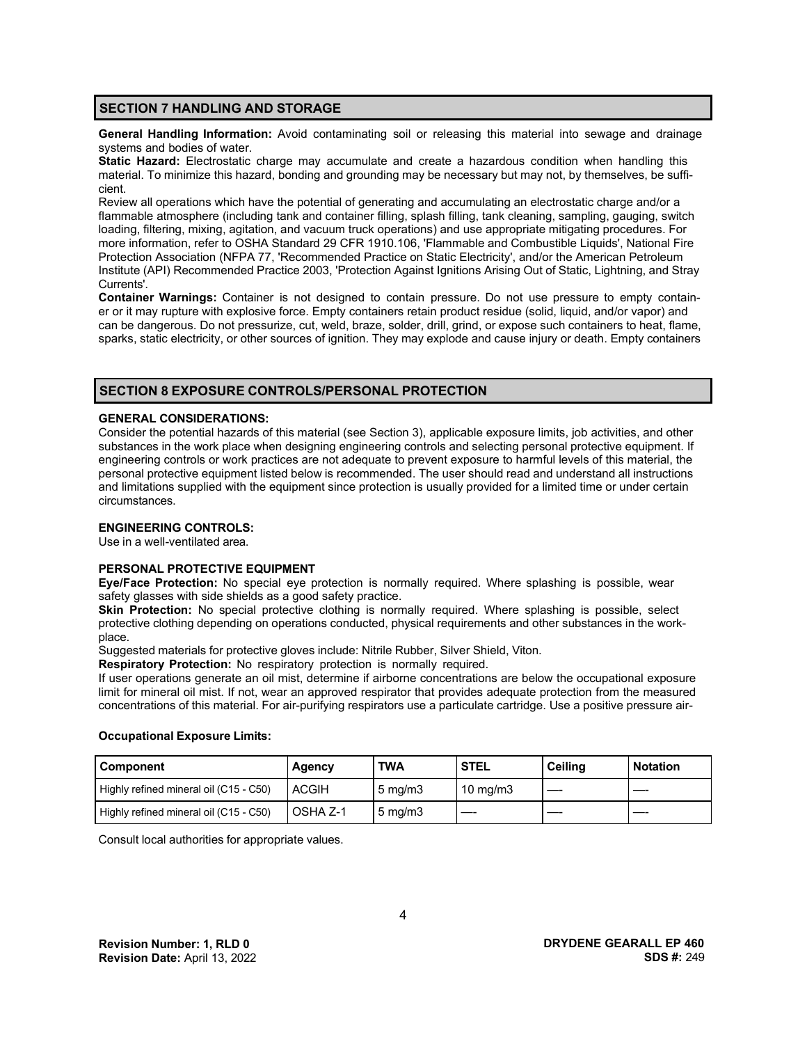## SECTION 7 HANDLING AND STORAGE

**General Handling Information:** Avoid contaminating soil or releasing this material into sewage and drainage systems and bodies of water.

**Static Hazard:** Electrostatic charge may accumulate and create a hazardous condition when handling this material. To minimize this hazard, bonding and grounding may be necessary but may not, by themselves, be sufficient.

Review all operations which have the potential of generating and accumulating an electrostatic charge and/or a flammable atmosphere (including tank and container filling, splash filling, tank cleaning, sampling, gauging, switch loading, filtering, mixing, agitation, and vacuum truck operations) and use appropriate mitigating procedures. For more information, refer to OSHA Standard 29 CFR 1910.106, 'Flammable and Combustible Liquids', National Fire Protection Association (NFPA 77, 'Recommended Practice on Static Electricity', and/or the American Petroleum Institute (API) Recommended Practice 2003, 'Protection Against Ignitions Arising Out of Static, Lightning, and Stray Currents'.

**Container Warnings:** Container is not designed to contain pressure. Do not use pressure to empty container or it may rupture with explosive force. Empty containers retain product residue (solid, liquid, and/or vapor) and can be dangerous. Do not pressurize, cut, weld, braze, solder, drill, grind, or expose such containers to heat, flame, sparks, static electricity, or other sources of ignition. They may explode and cause injury or death. Empty containers

## SECTION 8 EXPOSURE CONTROLS/PERSONAL PROTECTION

**GENERAL CONSIDERATIONS:**

Consider the potential hazards of this material (see Section 3), applicable exposure limits, job activities, and other substances in the work place when designing engineering controls and selecting personal protective equipment. If engineering controls or work practices are not adequate to prevent exposure to harmful levels of this material, the personal protective equipment listed below is recommended. The user should read and understand all instructions and limitations supplied with the equipment since protection is usually provided for a limited time or under certain circumstances.

**ENGINEERING CONTROLS:**

Use in a well-ventilated area.

**PERSONAL PROTECTIVE EQUIPMENT**

**Eye/Face Protection:** No special eye protection is normally required. Where splashing is possible, wear safety glasses with side shields as a good safety practice.

**Skin Protection:** No special protective clothing is normally required. Where splashing is possible, select protective clothing depending on operations conducted, physical requirements and other substances in the workplace.

Suggested materials for protective gloves include: Nitrile Rubber, Silver Shield, Viton.

**Respiratory Protection:** No respiratory protection is normally required.

If user operations generate an oil mist, determine if airborne concentrations are below the occupational exposure limit for mineral oil mist. If not, wear an approved respirator that provides adequate protection from the measured concentrations of this material. For air-purifying respirators use a particulate cartridge. Use a positive pressure air-

**Occupational Exposure Limits:**

| Component | Agency | TWA | STEL | Ceiling | Notation |
|---|---|---|---|---|---|
| Highly refined mineral oil (C15 - C50) | ACGIH | 5 mg/m3 | 10 mg/m3 | — | — |
| Highly refined mineral oil (C15 - C50) | OSHA Z-1 | 5 mg/m3 | — | — | — |

Consult local authorities for appropriate values.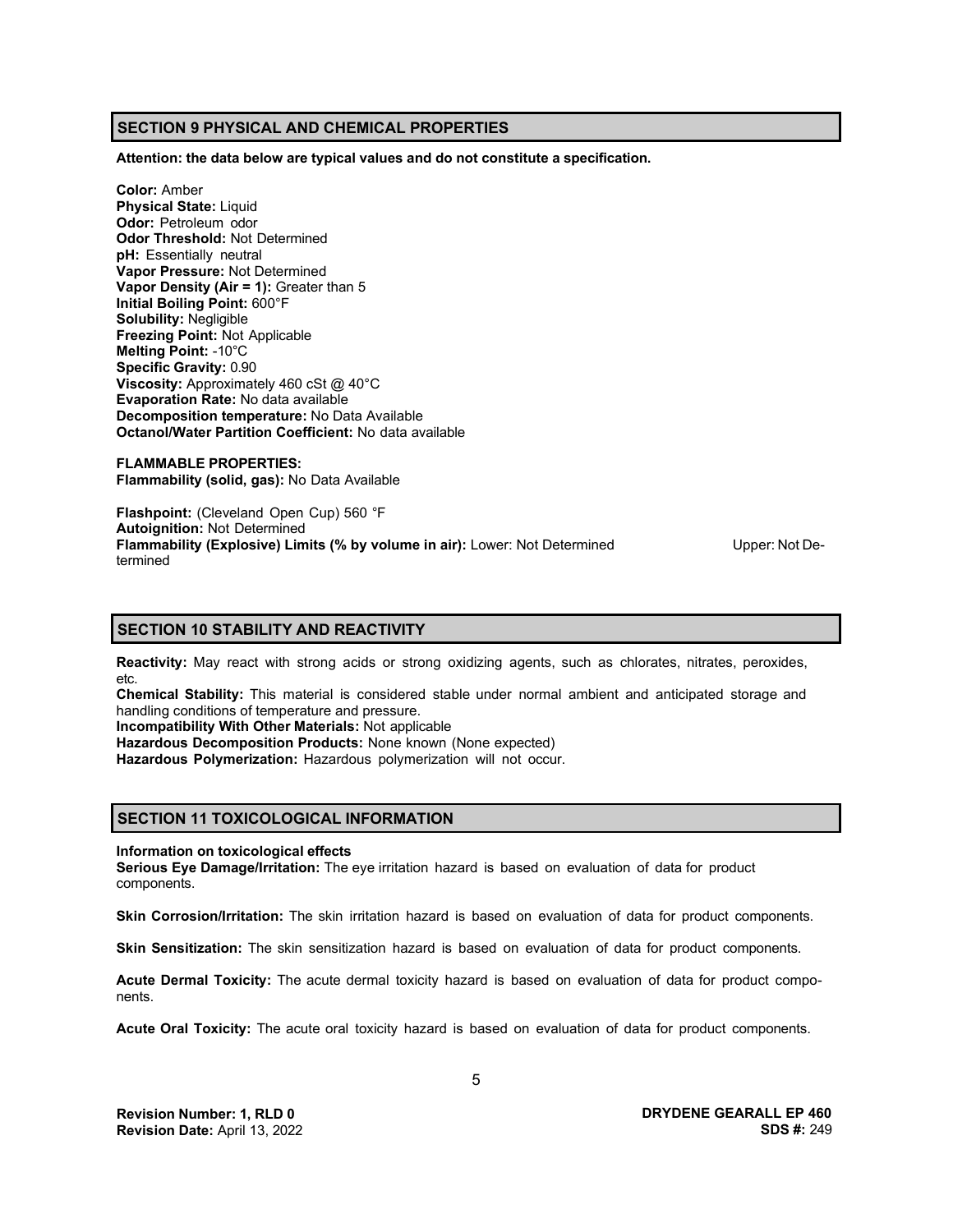## SECTION 9 PHYSICAL AND CHEMICAL PROPERTIES

**Attention: the data below are typical values and do not constitute a specification.**

**Color:** Amber
**Physical State:** Liquid
**Odor:** Petroleum odor
**Odor Threshold:** Not Determined
**pH:** Essentially neutral
**Vapor Pressure:** Not Determined
**Vapor Density (Air = 1):** Greater than 5
**Initial Boiling Point:** 600°F
**Solubility:** Negligible
**Freezing Point:** Not Applicable
**Melting Point:** -10°C
**Specific Gravity:** 0.90
**Viscosity:** Approximately 460 cSt @ 40°C
**Evaporation Rate:** No data available
**Decomposition temperature:** No Data Available
**Octanol/Water Partition Coefficient:** No data available

**FLAMMABLE PROPERTIES:**
**Flammability (solid, gas):** No Data Available

**Flashpoint:** (Cleveland Open Cup) 560 °F
**Autoignition:** Not Determined
**Flammability (Explosive) Limits (% by volume in air):** Lower: Not Determined Upper: Not Determined

## SECTION 10 STABILITY AND REACTIVITY

**Reactivity:** May react with strong acids or strong oxidizing agents, such as chlorates, nitrates, peroxides, etc.
**Chemical Stability:** This material is considered stable under normal ambient and anticipated storage and handling conditions of temperature and pressure.
**Incompatibility With Other Materials:** Not applicable
**Hazardous Decomposition Products:** None known (None expected)
**Hazardous Polymerization:** Hazardous polymerization will not occur.

## SECTION 11 TOXICOLOGICAL INFORMATION

**Information on toxicological effects**
**Serious Eye Damage/Irritation:** The eye irritation hazard is based on evaluation of data for product components.

**Skin Corrosion/Irritation:** The skin irritation hazard is based on evaluation of data for product components.

**Skin Sensitization:** The skin sensitization hazard is based on evaluation of data for product components.

**Acute Dermal Toxicity:** The acute dermal toxicity hazard is based on evaluation of data for product components.

**Acute Oral Toxicity:** The acute oral toxicity hazard is based on evaluation of data for product components.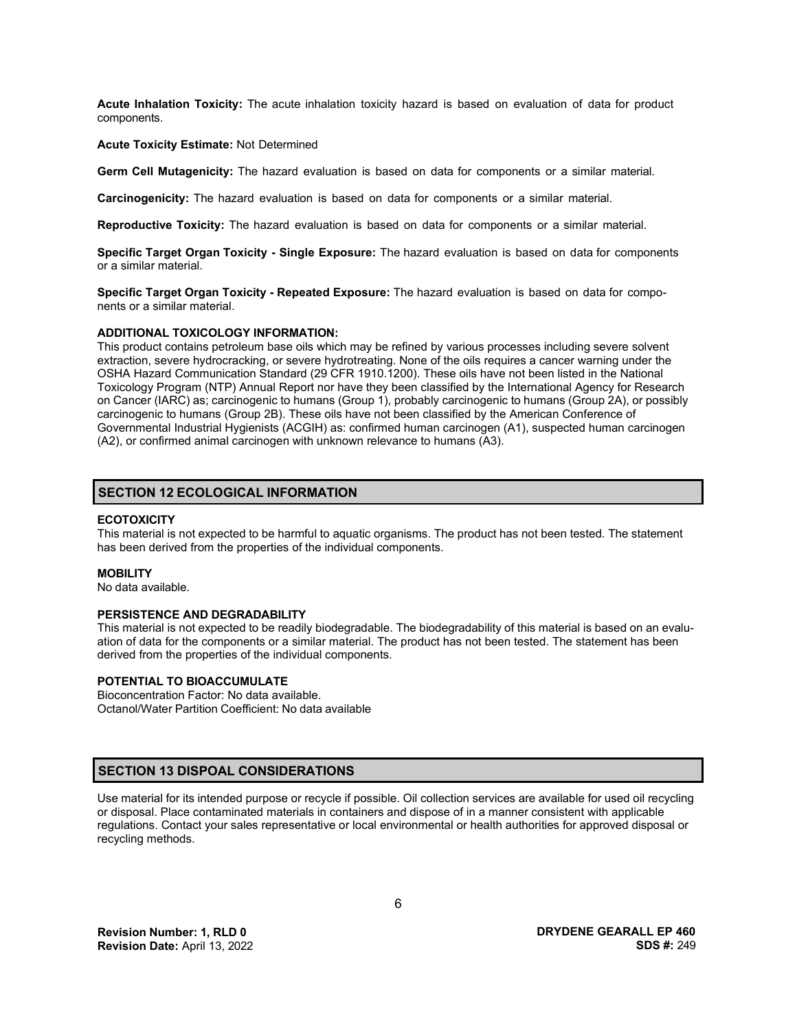**Acute Inhalation Toxicity:** The acute inhalation toxicity hazard is based on evaluation of data for product components.

**Acute Toxicity Estimate:** Not Determined

**Germ Cell Mutagenicity:** The hazard evaluation is based on data for components or a similar material.

**Carcinogenicity:** The hazard evaluation is based on data for components or a similar material.

**Reproductive Toxicity:** The hazard evaluation is based on data for components or a similar material.

**Specific Target Organ Toxicity - Single Exposure:** The hazard evaluation is based on data for components or a similar material.

**Specific Target Organ Toxicity - Repeated Exposure:** The hazard evaluation is based on data for components or a similar material.

**ADDITIONAL TOXICOLOGY INFORMATION:**
This product contains petroleum base oils which may be refined by various processes including severe solvent extraction, severe hydrocracking, or severe hydrotreating. None of the oils requires a cancer warning under the OSHA Hazard Communication Standard (29 CFR 1910.1200). These oils have not been listed in the National Toxicology Program (NTP) Annual Report nor have they been classified by the International Agency for Research on Cancer (IARC) as; carcinogenic to humans (Group 1), probably carcinogenic to humans (Group 2A), or possibly carcinogenic to humans (Group 2B). These oils have not been classified by the American Conference of Governmental Industrial Hygienists (ACGIH) as: confirmed human carcinogen (A1), suspected human carcinogen (A2), or confirmed animal carcinogen with unknown relevance to humans (A3).

## SECTION 12 ECOLOGICAL INFORMATION

**ECOTOXICITY**
This material is not expected to be harmful to aquatic organisms. The product has not been tested. The statement has been derived from the properties of the individual components.

**MOBILITY**
No data available.

**PERSISTENCE AND DEGRADABILITY**
This material is not expected to be readily biodegradable. The biodegradability of this material is based on an evaluation of data for the components or a similar material. The product has not been tested. The statement has been derived from the properties of the individual components.

**POTENTIAL TO BIOACCUMULATE**
Bioconcentration Factor: No data available.
Octanol/Water Partition Coefficient: No data available

## SECTION 13 DISPOAL CONSIDERATIONS

Use material for its intended purpose or recycle if possible. Oil collection services are available for used oil recycling or disposal. Place contaminated materials in containers and dispose of in a manner consistent with applicable regulations. Contact your sales representative or local environmental or health authorities for approved disposal or recycling methods.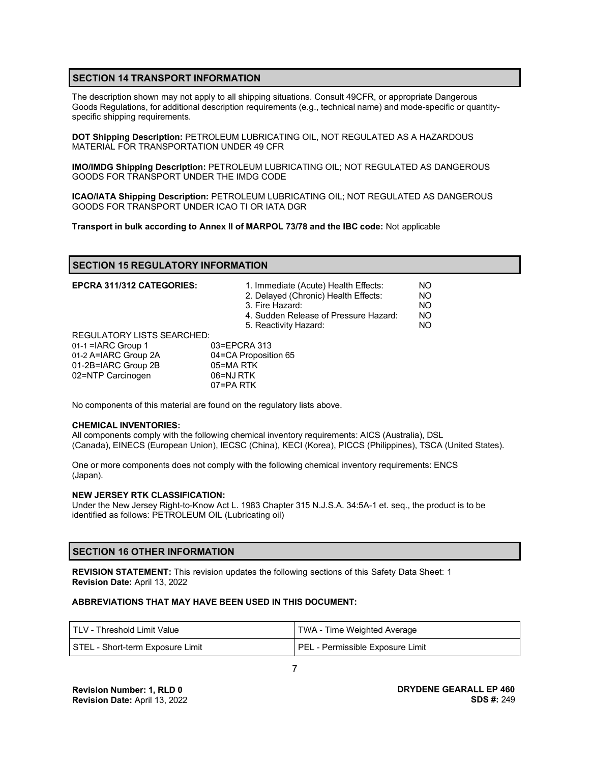## SECTION 14 TRANSPORT INFORMATION

The description shown may not apply to all shipping situations. Consult 49CFR, or appropriate Dangerous Goods Regulations, for additional description requirements (e.g., technical name) and mode-specific or quantity-specific shipping requirements.

**DOT Shipping Description:** PETROLEUM LUBRICATING OIL, NOT REGULATED AS A HAZARDOUS MATERIAL FOR TRANSPORTATION UNDER 49 CFR

**IMO/IMDG Shipping Description:** PETROLEUM LUBRICATING OIL; NOT REGULATED AS DANGEROUS GOODS FOR TRANSPORT UNDER THE IMDG CODE

**ICAO/IATA Shipping Description:** PETROLEUM LUBRICATING OIL; NOT REGULATED AS DANGEROUS GOODS FOR TRANSPORT UNDER ICAO TI OR IATA DGR

**Transport in bulk according to Annex II of MARPOL 73/78 and the IBC code:** Not applicable

## SECTION 15 REGULATORY INFORMATION

**EPCRA 311/312 CATEGORIES:**

1. Immediate (Acute) Health Effects: NO
2. Delayed (Chronic) Health Effects: NO
3. Fire Hazard: NO
4. Sudden Release of Pressure Hazard: NO
5. Reactivity Hazard: NO

REGULATORY LISTS SEARCHED:

| | |
|---|---|
| 01-1 =IARC Group 1 | 03=EPCRA 313 |
| 01-2 A=IARC Group 2A | 04=CA Proposition 65 |
| 01-2B=IARC Group 2B | 05=MA RTK |
| 02=NTP Carcinogen | 06=NJ RTK |
| | 07=PA RTK |

No components of this material are found on the regulatory lists above.

**CHEMICAL INVENTORIES:**
All components comply with the following chemical inventory requirements: AICS (Australia), DSL (Canada), EINECS (European Union), IECSC (China), KECI (Korea), PICCS (Philippines), TSCA (United States).

One or more components does not comply with the following chemical inventory requirements: ENCS (Japan).

**NEW JERSEY RTK CLASSIFICATION:**
Under the New Jersey Right-to-Know Act L. 1983 Chapter 315 N.J.S.A. 34:5A-1 et. seq., the product is to be identified as follows: PETROLEUM OIL (Lubricating oil)

## SECTION 16 OTHER INFORMATION

**REVISION STATEMENT:** This revision updates the following sections of this Safety Data Sheet: 1
**Revision Date:** April 13, 2022

**ABBREVIATIONS THAT MAY HAVE BEEN USED IN THIS DOCUMENT:**

| | |
|---|---|
| TLV - Threshold Limit Value | TWA - Time Weighted Average |
| STEL - Short-term Exposure Limit | PEL - Permissible Exposure Limit |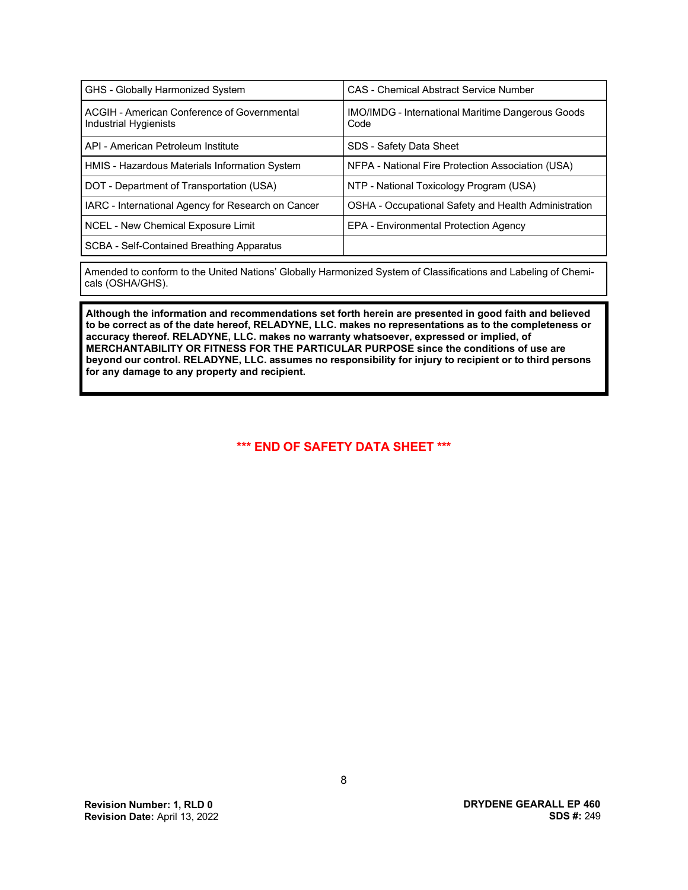| | |
|---|---|
| GHS - Globally Harmonized System | CAS - Chemical Abstract Service Number |
| ACGIH - American Conference of Governmental Industrial Hygienists | IMO/IMDG - International Maritime Dangerous Goods Code |
| API - American Petroleum Institute | SDS - Safety Data Sheet |
| HMIS - Hazardous Materials Information System | NFPA - National Fire Protection Association (USA) |
| DOT - Department of Transportation (USA) | NTP - National Toxicology Program (USA) |
| IARC - International Agency for Research on Cancer | OSHA - Occupational Safety and Health Administration |
| NCEL - New Chemical Exposure Limit | EPA - Environmental Protection Agency |
| SCBA - Self-Contained Breathing Apparatus | |

Amended to conform to the United Nations' Globally Harmonized System of Classifications and Labeling of Chemicals (OSHA/GHS).

**Although the information and recommendations set forth herein are presented in good faith and believed to be correct as of the date hereof, RELADYNE, LLC. makes no representations as to the completeness or accuracy thereof. RELADYNE, LLC. makes no warranty whatsoever, expressed or implied, of MERCHANTABILITY OR FITNESS FOR THE PARTICULAR PURPOSE since the conditions of use are beyond our control. RELADYNE, LLC. assumes no responsibility for injury to recipient or to third persons for any damage to any property and recipient.**

**\*\*\* END OF SAFETY DATA SHEET \*\*\***